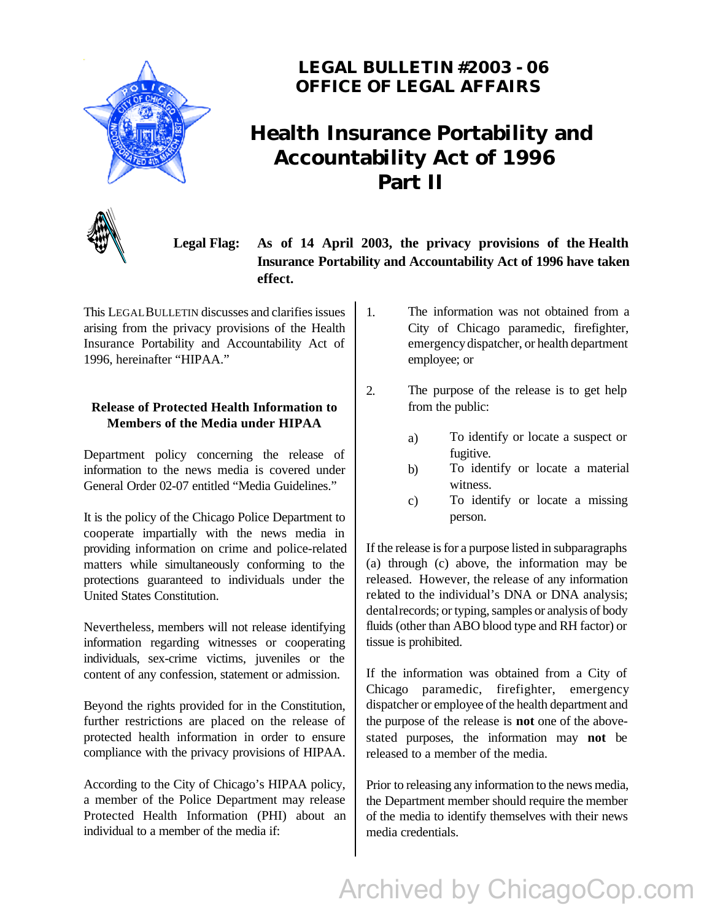# LEGAL BULLETIN #2003 - 06
# OFFICE OF LEGAL AFFAIRS

# Health Insurance Portability and Accountability Act of 1996 Part II

**Legal Flag:** **As of 14 April 2003, the privacy provisions of the Health Insurance Portability and Accountability Act of 1996 have taken effect.**

This LEGAL BULLETIN discusses and clarifies issues arising from the privacy provisions of the Health Insurance Portability and Accountability Act of 1996, hereinafter "HIPAA."

### Release of Protected Health Information to Members of the Media under HIPAA

Department policy concerning the release of information to the news media is covered under General Order 02-07 entitled "Media Guidelines."

It is the policy of the Chicago Police Department to cooperate impartially with the news media in providing information on crime and police-related matters while simultaneously conforming to the protections guaranteed to individuals under the United States Constitution.

Nevertheless, members will not release identifying information regarding witnesses or cooperating individuals, sex-crime victims, juveniles or the content of any confession, statement or admission.

Beyond the rights provided for in the Constitution, further restrictions are placed on the release of protected health information in order to ensure compliance with the privacy provisions of HIPAA.

According to the City of Chicago's HIPAA policy, a member of the Police Department may release Protected Health Information (PHI) about an individual to a member of the media if:

1. The information was not obtained from a City of Chicago paramedic, firefighter, emergency dispatcher, or health department employee; or

2. The purpose of the release is to get help from the public:
   - a) To identify or locate a suspect or fugitive.
   - b) To identify or locate a material witness.
   - c) To identify or locate a missing person.

If the release is for a purpose listed in subparagraphs (a) through (c) above, the information may be released. However, the release of any information related to the individual's DNA or DNA analysis; dental records; or typing, samples or analysis of body fluids (other than ABO blood type and RH factor) or tissue is prohibited.

If the information was obtained from a City of Chicago paramedic, firefighter, emergency dispatcher or employee of the health department and the purpose of the release is **not** one of the above-stated purposes, the information may **not** be released to a member of the media.

Prior to releasing any information to the news media, the Department member should require the member of the media to identify themselves with their news media credentials.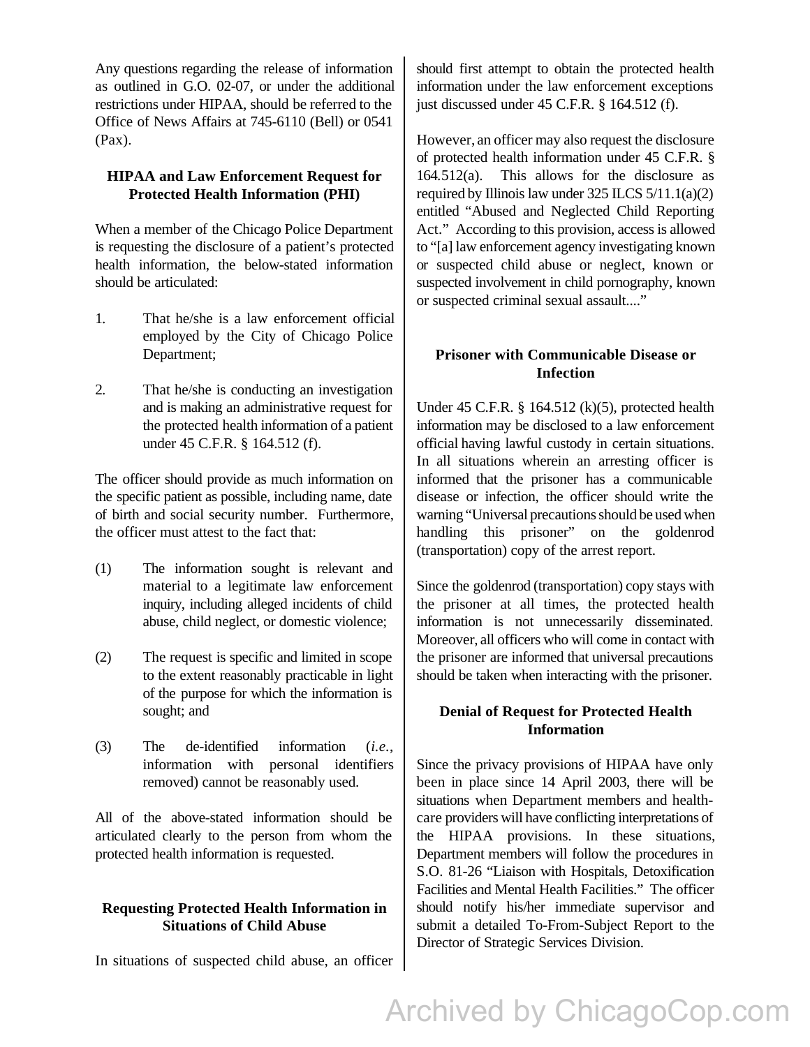Any questions regarding the release of information as outlined in G.O. 02-07, or under the additional restrictions under HIPAA, should be referred to the Office of News Affairs at 745-6110 (Bell) or 0541 (Pax).

### HIPAA and Law Enforcement Request for Protected Health Information (PHI)

When a member of the Chicago Police Department is requesting the disclosure of a patient's protected health information, the below-stated information should be articulated:

1. That he/she is a law enforcement official employed by the City of Chicago Police Department;

2. That he/she is conducting an investigation and is making an administrative request for the protected health information of a patient under 45 C.F.R. § 164.512 (f).

The officer should provide as much information on the specific patient as possible, including name, date of birth and social security number. Furthermore, the officer must attest to the fact that:

(1) The information sought is relevant and material to a legitimate law enforcement inquiry, including alleged incidents of child abuse, child neglect, or domestic violence;

(2) The request is specific and limited in scope to the extent reasonably practicable in light of the purpose for which the information is sought; and

(3) The de-identified information (*i.e.*, information with personal identifiers removed) cannot be reasonably used.

All of the above-stated information should be articulated clearly to the person from whom the protected health information is requested.

### Requesting Protected Health Information in Situations of Child Abuse

In situations of suspected child abuse, an officer should first attempt to obtain the protected health information under the law enforcement exceptions just discussed under 45 C.F.R. § 164.512 (f).

However, an officer may also request the disclosure of protected health information under 45 C.F.R. § 164.512(a). This allows for the disclosure as required by Illinois law under 325 ILCS 5/11.1(a)(2) entitled "Abused and Neglected Child Reporting Act." According to this provision, access is allowed to "[a] law enforcement agency investigating known or suspected child abuse or neglect, known or suspected involvement in child pornography, known or suspected criminal sexual assault...."

### Prisoner with Communicable Disease or Infection

Under 45 C.F.R. § 164.512 (k)(5), protected health information may be disclosed to a law enforcement official having lawful custody in certain situations. In all situations wherein an arresting officer is informed that the prisoner has a communicable disease or infection, the officer should write the warning "Universal precautions should be used when handling this prisoner" on the goldenrod (transportation) copy of the arrest report.

Since the goldenrod (transportation) copy stays with the prisoner at all times, the protected health information is not unnecessarily disseminated. Moreover, all officers who will come in contact with the prisoner are informed that universal precautions should be taken when interacting with the prisoner.

### Denial of Request for Protected Health Information

Since the privacy provisions of HIPAA have only been in place since 14 April 2003, there will be situations when Department members and health-care providers will have conflicting interpretations of the HIPAA provisions. In these situations, Department members will follow the procedures in S.O. 81-26 "Liaison with Hospitals, Detoxification Facilities and Mental Health Facilities." The officer should notify his/her immediate supervisor and submit a detailed To-From-Subject Report to the Director of Strategic Services Division.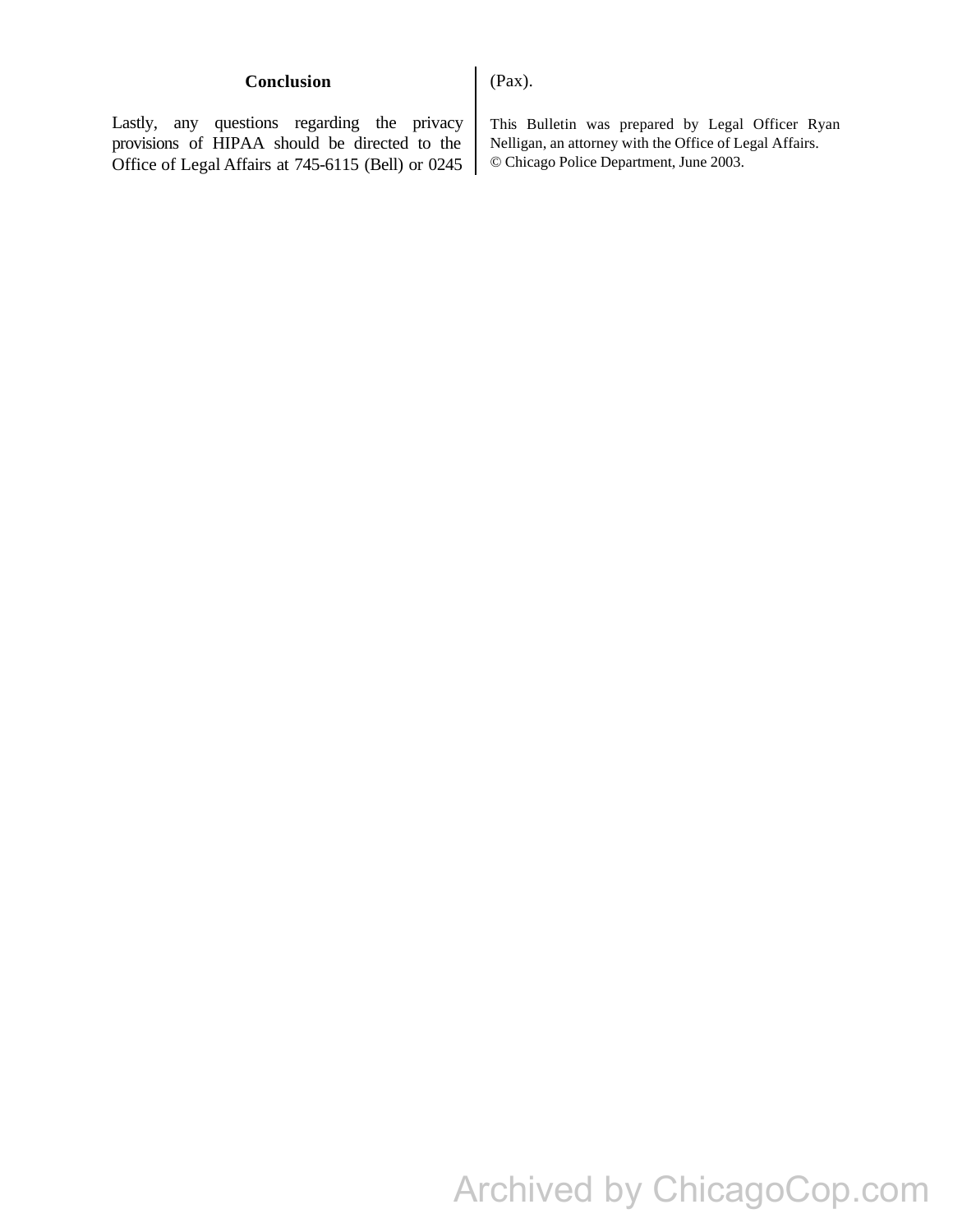## Conclusion

Lastly, any questions regarding the privacy provisions of HIPAA should be directed to the Office of Legal Affairs at 745-6115 (Bell) or 0245 (Pax).

This Bulletin was prepared by Legal Officer Ryan Nelligan, an attorney with the Office of Legal Affairs.
© Chicago Police Department, June 2003.